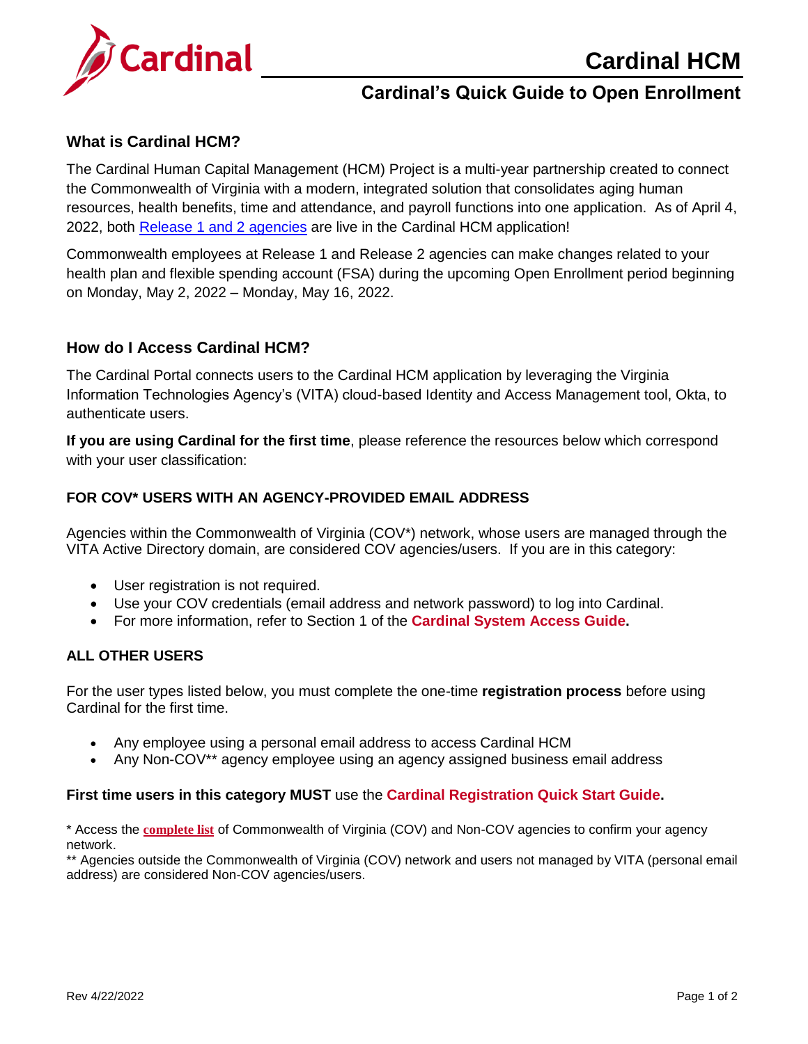# Cardinal HCM

## Cardinal's Quick Guide to Open Enrollment

### What is Cardinal HCM?

The Cardinal Human Capital Management (HCM) Project is a multi-year partnership created to connect the Commonwealth of Virginia with a modern, integrated solution that consolidates aging human resources, health benefits, time and attendance, and payroll functions into one application. As of April 4, 2022, both Release 1 and 2 agencies are live in the Cardinal HCM application!

Commonwealth employees at Release 1 and Release 2 agencies can make changes related to your health plan and flexible spending account (FSA) during the upcoming Open Enrollment period beginning on Monday, May 2, 2022 – Monday, May 16, 2022.

### How do I Access Cardinal HCM?

The Cardinal Portal connects users to the Cardinal HCM application by leveraging the Virginia Information Technologies Agency's (VITA) cloud-based Identity and Access Management tool, Okta, to authenticate users.

**If you are using Cardinal for the first time**, please reference the resources below which correspond with your user classification:

#### FOR COV* USERS WITH AN AGENCY-PROVIDED EMAIL ADDRESS

Agencies within the Commonwealth of Virginia (COV*) network, whose users are managed through the VITA Active Directory domain, are considered COV agencies/users. If you are in this category:

- User registration is not required.
- Use your COV credentials (email address and network password) to log into Cardinal.
- For more information, refer to Section 1 of the **Cardinal System Access Guide.**

#### ALL OTHER USERS

For the user types listed below, you must complete the one-time **registration process** before using Cardinal for the first time.

- Any employee using a personal email address to access Cardinal HCM
- Any Non-COV** agency employee using an agency assigned business email address

**First time users in this category MUST** use the **Cardinal Registration Quick Start Guide.**

* Access the **complete list** of Commonwealth of Virginia (COV) and Non-COV agencies to confirm your agency network.

** Agencies outside the Commonwealth of Virginia (COV) network and users not managed by VITA (personal email address) are considered Non-COV agencies/users.

Rev 4/22/2022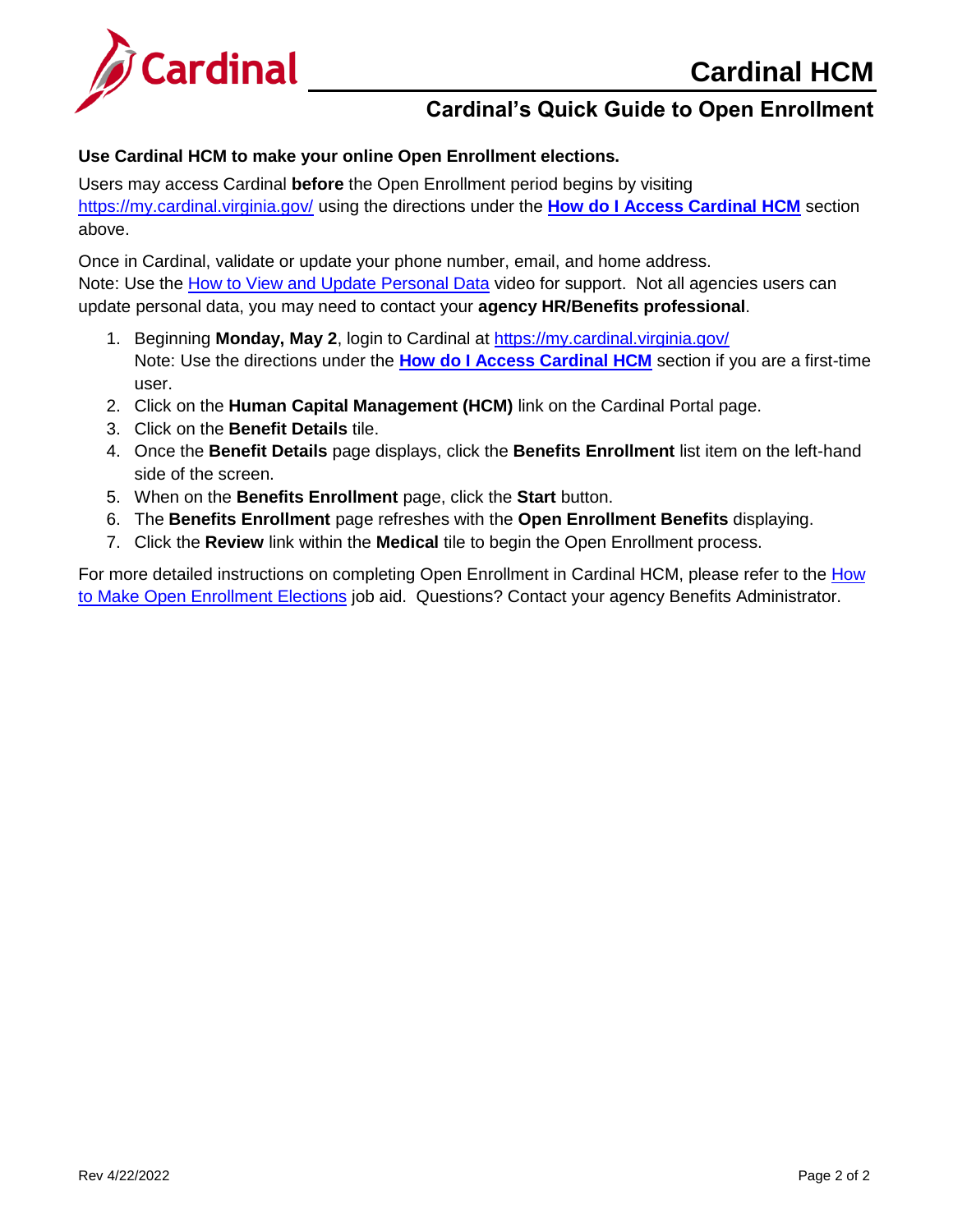**Use Cardinal HCM to make your online Open Enrollment elections.**

Users may access Cardinal **before** the Open Enrollment period begins by visiting https://my.cardinal.virginia.gov/ using the directions under the **How do I Access Cardinal HCM** section above.

Once in Cardinal, validate or update your phone number, email, and home address.
Note: Use the How to View and Update Personal Data video for support. Not all agencies users can update personal data, you may need to contact your **agency HR/Benefits professional**.

1. Beginning **Monday, May 2**, login to Cardinal at https://my.cardinal.virginia.gov/
   Note: Use the directions under the **How do I Access Cardinal HCM** section if you are a first-time user.
2. Click on the **Human Capital Management (HCM)** link on the Cardinal Portal page.
3. Click on the **Benefit Details** tile.
4. Once the **Benefit Details** page displays, click the **Benefits Enrollment** list item on the left-hand side of the screen.
5. When on the **Benefits Enrollment** page, click the **Start** button.
6. The **Benefits Enrollment** page refreshes with the **Open Enrollment Benefits** displaying.
7. Click the **Review** link within the **Medical** tile to begin the Open Enrollment process.

For more detailed instructions on completing Open Enrollment in Cardinal HCM, please refer to the How to Make Open Enrollment Elections job aid. Questions? Contact your agency Benefits Administrator.

Rev 4/22/2022